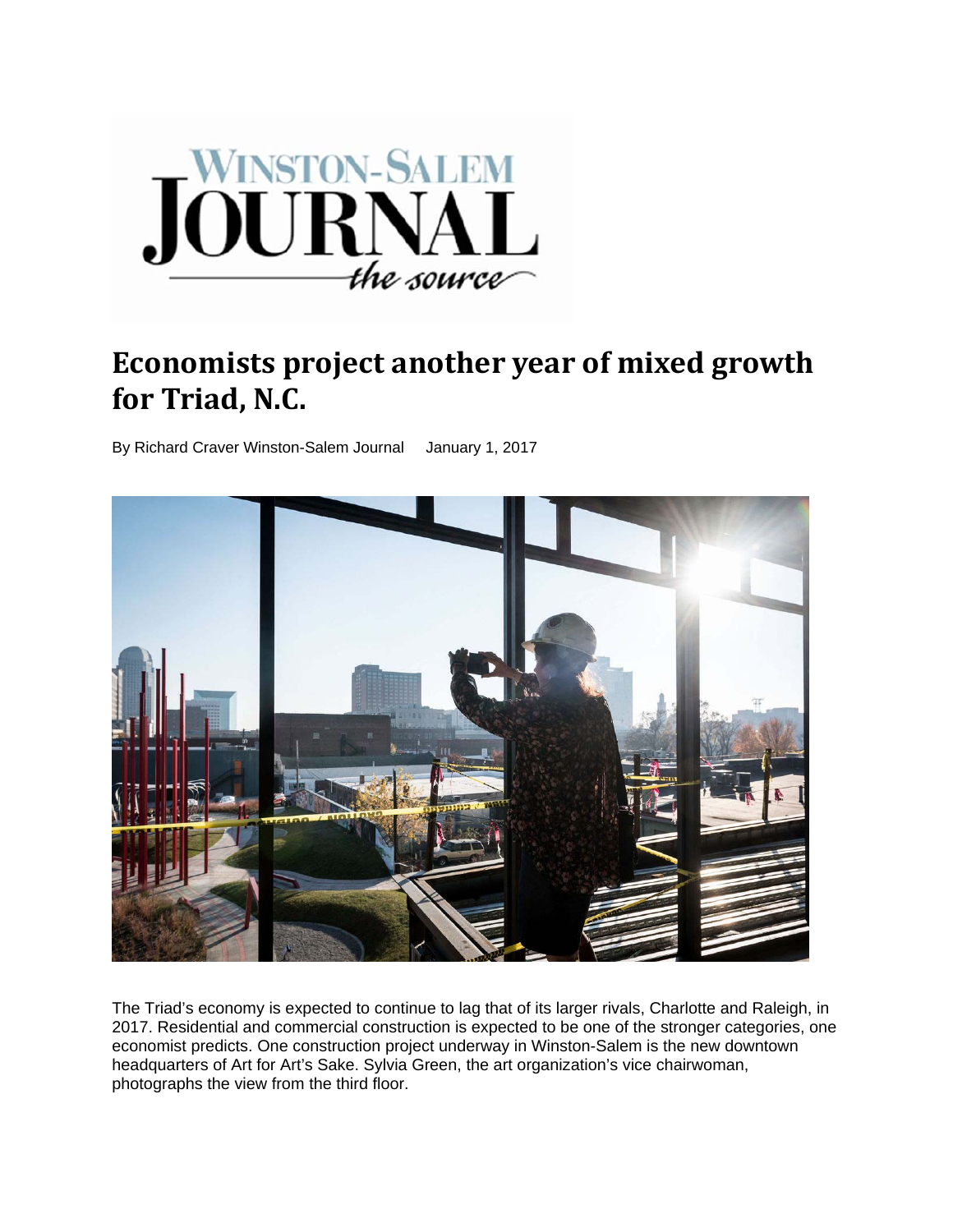# Economists project another year of mixed growth for Triad, N.C.

By Richard Craver Winston-Salem Journal    January 1, 2017

The Triad's economy is expected to continue to lag that of its larger rivals, Charlotte and Raleigh, in 2017. Residential and commercial construction is expected to be one of the stronger categories, one economist predicts. One construction project underway in Winston-Salem is the new downtown headquarters of Art for Art's Sake. Sylvia Green, the art organization's vice chairwoman, photographs the view from the third floor.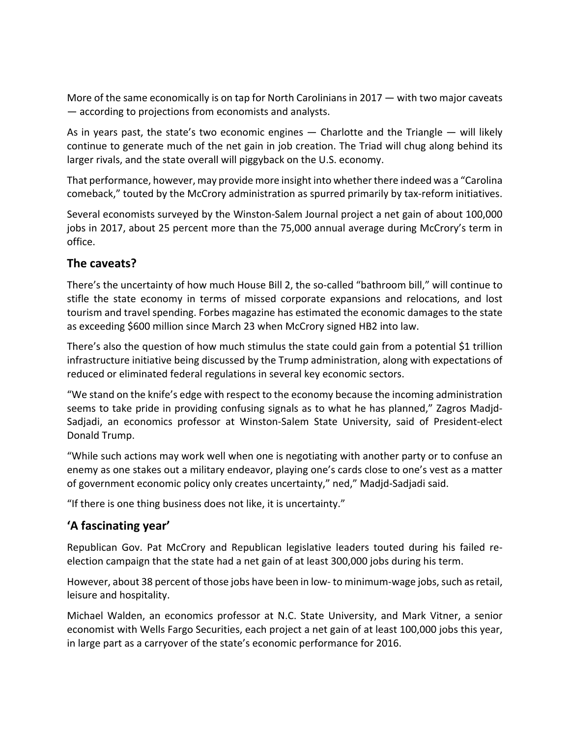More of the same economically is on tap for North Carolinians in 2017 — with two major caveats — according to projections from economists and analysts.

As in years past, the state's two economic engines — Charlotte and the Triangle — will likely continue to generate much of the net gain in job creation. The Triad will chug along behind its larger rivals, and the state overall will piggyback on the U.S. economy.

That performance, however, may provide more insight into whether there indeed was a "Carolina comeback," touted by the McCrory administration as spurred primarily by tax-reform initiatives.

Several economists surveyed by the Winston-Salem Journal project a net gain of about 100,000 jobs in 2017, about 25 percent more than the 75,000 annual average during McCrory's term in office.

## The caveats?

There's the uncertainty of how much House Bill 2, the so-called "bathroom bill," will continue to stifle the state economy in terms of missed corporate expansions and relocations, and lost tourism and travel spending. Forbes magazine has estimated the economic damages to the state as exceeding $600 million since March 23 when McCrory signed HB2 into law.

There's also the question of how much stimulus the state could gain from a potential $1 trillion infrastructure initiative being discussed by the Trump administration, along with expectations of reduced or eliminated federal regulations in several key economic sectors.

"We stand on the knife's edge with respect to the economy because the incoming administration seems to take pride in providing confusing signals as to what he has planned," Zagros Madjd-Sadjadi, an economics professor at Winston-Salem State University, said of President-elect Donald Trump.

"While such actions may work well when one is negotiating with another party or to confuse an enemy as one stakes out a military endeavor, playing one's cards close to one's vest as a matter of government economic policy only creates uncertainty," ned," Madjd-Sadjadi said.

"If there is one thing business does not like, it is uncertainty."

## 'A fascinating year'

Republican Gov. Pat McCrory and Republican legislative leaders touted during his failed re-election campaign that the state had a net gain of at least 300,000 jobs during his term.

However, about 38 percent of those jobs have been in low- to minimum-wage jobs, such as retail, leisure and hospitality.

Michael Walden, an economics professor at N.C. State University, and Mark Vitner, a senior economist with Wells Fargo Securities, each project a net gain of at least 100,000 jobs this year, in large part as a carryover of the state's economic performance for 2016.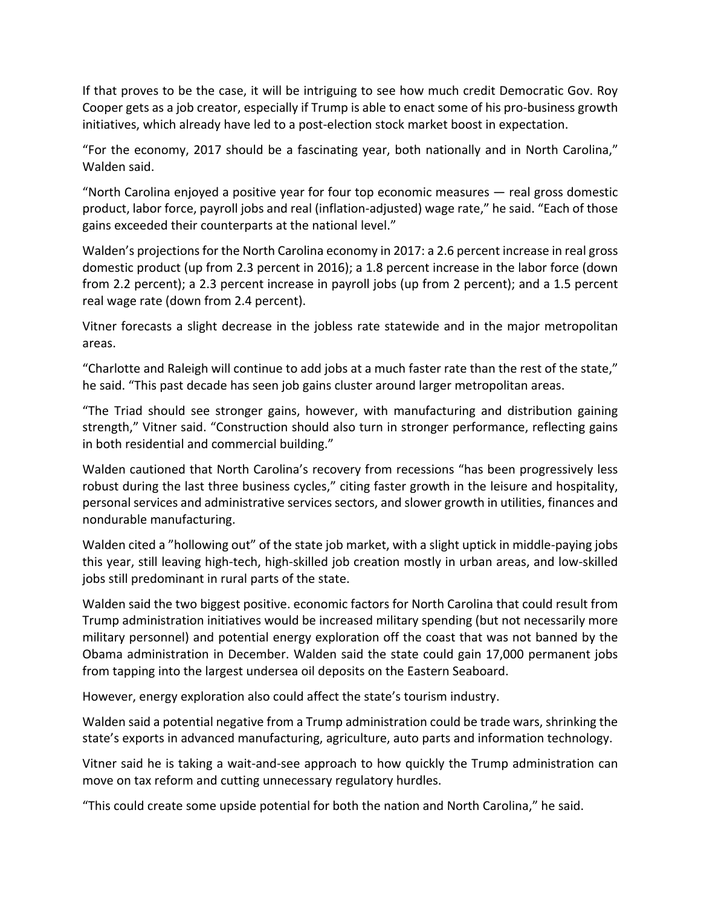If that proves to be the case, it will be intriguing to see how much credit Democratic Gov. Roy Cooper gets as a job creator, especially if Trump is able to enact some of his pro-business growth initiatives, which already have led to a post-election stock market boost in expectation.

"For the economy, 2017 should be a fascinating year, both nationally and in North Carolina," Walden said.

"North Carolina enjoyed a positive year for four top economic measures — real gross domestic product, labor force, payroll jobs and real (inflation-adjusted) wage rate," he said. "Each of those gains exceeded their counterparts at the national level."

Walden's projections for the North Carolina economy in 2017: a 2.6 percent increase in real gross domestic product (up from 2.3 percent in 2016); a 1.8 percent increase in the labor force (down from 2.2 percent); a 2.3 percent increase in payroll jobs (up from 2 percent); and a 1.5 percent real wage rate (down from 2.4 percent).

Vitner forecasts a slight decrease in the jobless rate statewide and in the major metropolitan areas.

"Charlotte and Raleigh will continue to add jobs at a much faster rate than the rest of the state," he said. "This past decade has seen job gains cluster around larger metropolitan areas.

"The Triad should see stronger gains, however, with manufacturing and distribution gaining strength," Vitner said. "Construction should also turn in stronger performance, reflecting gains in both residential and commercial building."

Walden cautioned that North Carolina's recovery from recessions "has been progressively less robust during the last three business cycles," citing faster growth in the leisure and hospitality, personal services and administrative services sectors, and slower growth in utilities, finances and nondurable manufacturing.

Walden cited a "hollowing out" of the state job market, with a slight uptick in middle-paying jobs this year, still leaving high-tech, high-skilled job creation mostly in urban areas, and low-skilled jobs still predominant in rural parts of the state.

Walden said the two biggest positive. economic factors for North Carolina that could result from Trump administration initiatives would be increased military spending (but not necessarily more military personnel) and potential energy exploration off the coast that was not banned by the Obama administration in December. Walden said the state could gain 17,000 permanent jobs from tapping into the largest undersea oil deposits on the Eastern Seaboard.

However, energy exploration also could affect the state's tourism industry.

Walden said a potential negative from a Trump administration could be trade wars, shrinking the state's exports in advanced manufacturing, agriculture, auto parts and information technology.

Vitner said he is taking a wait-and-see approach to how quickly the Trump administration can move on tax reform and cutting unnecessary regulatory hurdles.

"This could create some upside potential for both the nation and North Carolina," he said.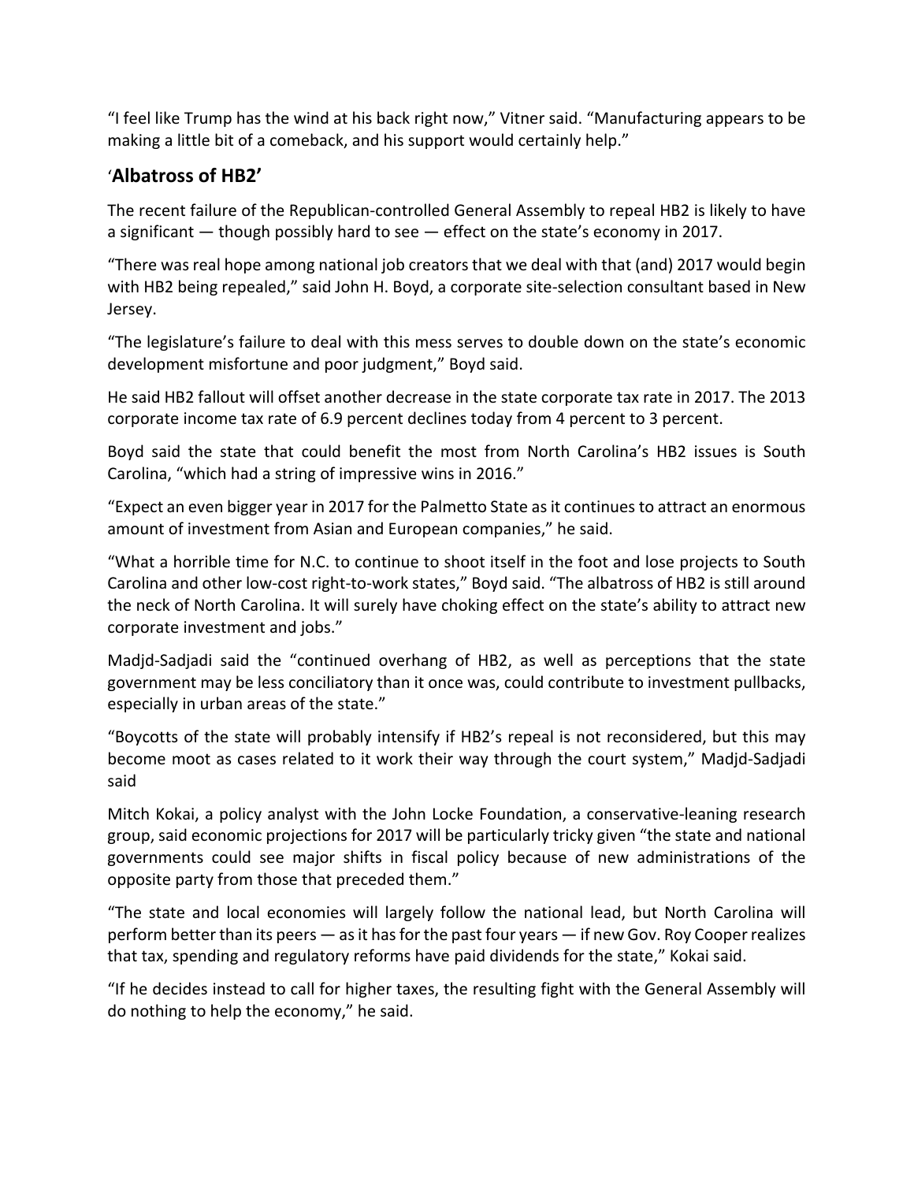"I feel like Trump has the wind at his back right now," Vitner said. "Manufacturing appears to be making a little bit of a comeback, and his support would certainly help."

## 'Albatross of HB2'

The recent failure of the Republican-controlled General Assembly to repeal HB2 is likely to have a significant — though possibly hard to see — effect on the state's economy in 2017.

"There was real hope among national job creators that we deal with that (and) 2017 would begin with HB2 being repealed," said John H. Boyd, a corporate site-selection consultant based in New Jersey.

"The legislature's failure to deal with this mess serves to double down on the state's economic development misfortune and poor judgment," Boyd said.

He said HB2 fallout will offset another decrease in the state corporate tax rate in 2017. The 2013 corporate income tax rate of 6.9 percent declines today from 4 percent to 3 percent.

Boyd said the state that could benefit the most from North Carolina's HB2 issues is South Carolina, "which had a string of impressive wins in 2016."

"Expect an even bigger year in 2017 for the Palmetto State as it continues to attract an enormous amount of investment from Asian and European companies," he said.

"What a horrible time for N.C. to continue to shoot itself in the foot and lose projects to South Carolina and other low-cost right-to-work states," Boyd said. "The albatross of HB2 is still around the neck of North Carolina. It will surely have choking effect on the state's ability to attract new corporate investment and jobs."

Madjd-Sadjadi said the "continued overhang of HB2, as well as perceptions that the state government may be less conciliatory than it once was, could contribute to investment pullbacks, especially in urban areas of the state."

"Boycotts of the state will probably intensify if HB2's repeal is not reconsidered, but this may become moot as cases related to it work their way through the court system," Madjd-Sadjadi said

Mitch Kokai, a policy analyst with the John Locke Foundation, a conservative-leaning research group, said economic projections for 2017 will be particularly tricky given "the state and national governments could see major shifts in fiscal policy because of new administrations of the opposite party from those that preceded them."

"The state and local economies will largely follow the national lead, but North Carolina will perform better than its peers — as it has for the past four years — if new Gov. Roy Cooper realizes that tax, spending and regulatory reforms have paid dividends for the state," Kokai said.

"If he decides instead to call for higher taxes, the resulting fight with the General Assembly will do nothing to help the economy," he said.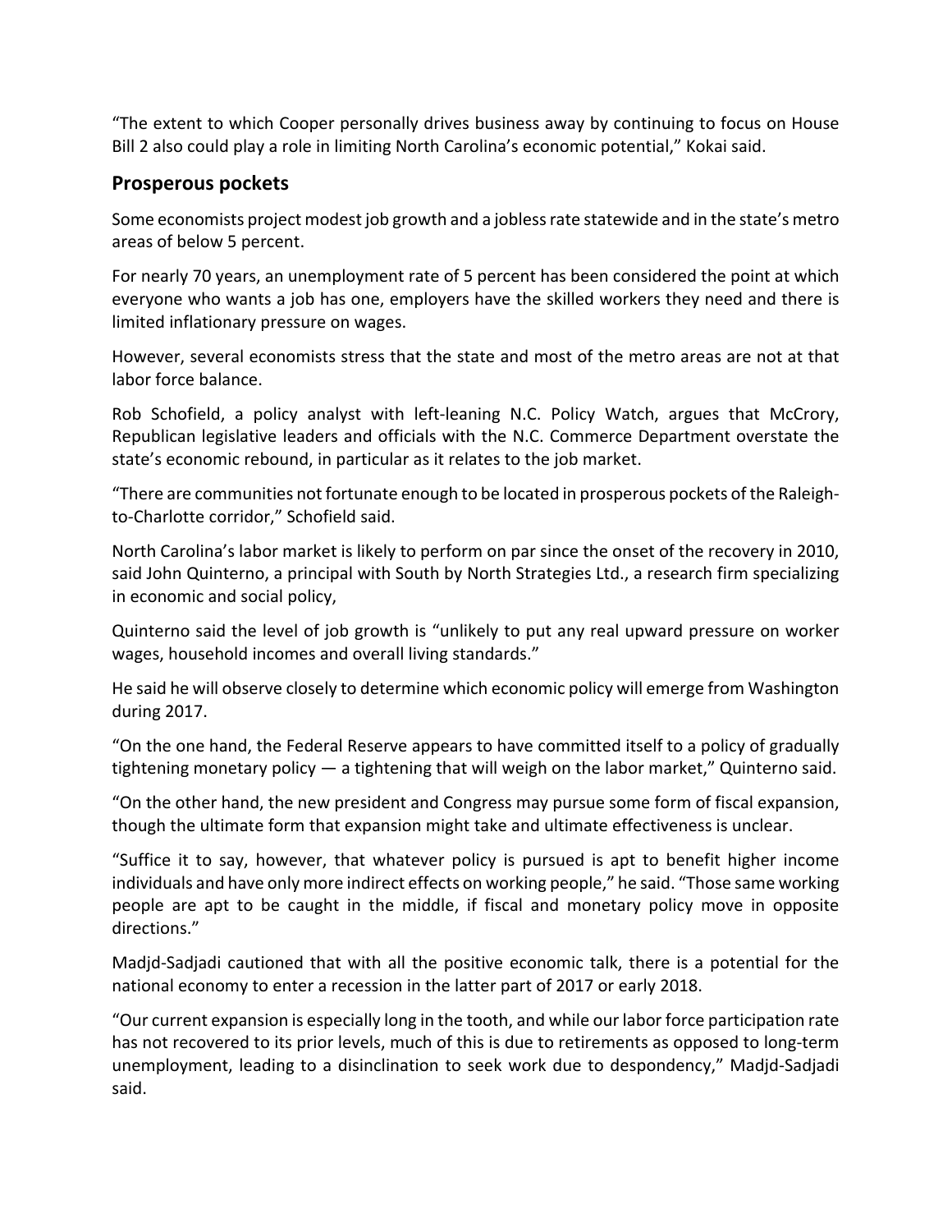"The extent to which Cooper personally drives business away by continuing to focus on House Bill 2 also could play a role in limiting North Carolina's economic potential," Kokai said.

## Prosperous pockets

Some economists project modest job growth and a jobless rate statewide and in the state's metro areas of below 5 percent.

For nearly 70 years, an unemployment rate of 5 percent has been considered the point at which everyone who wants a job has one, employers have the skilled workers they need and there is limited inflationary pressure on wages.

However, several economists stress that the state and most of the metro areas are not at that labor force balance.

Rob Schofield, a policy analyst with left-leaning N.C. Policy Watch, argues that McCrory, Republican legislative leaders and officials with the N.C. Commerce Department overstate the state's economic rebound, in particular as it relates to the job market.

"There are communities not fortunate enough to be located in prosperous pockets of the Raleigh-to-Charlotte corridor," Schofield said.

North Carolina's labor market is likely to perform on par since the onset of the recovery in 2010, said John Quinterno, a principal with South by North Strategies Ltd., a research firm specializing in economic and social policy,

Quinterno said the level of job growth is "unlikely to put any real upward pressure on worker wages, household incomes and overall living standards."

He said he will observe closely to determine which economic policy will emerge from Washington during 2017.

"On the one hand, the Federal Reserve appears to have committed itself to a policy of gradually tightening monetary policy — a tightening that will weigh on the labor market," Quinterno said.

"On the other hand, the new president and Congress may pursue some form of fiscal expansion, though the ultimate form that expansion might take and ultimate effectiveness is unclear.

"Suffice it to say, however, that whatever policy is pursued is apt to benefit higher income individuals and have only more indirect effects on working people," he said. "Those same working people are apt to be caught in the middle, if fiscal and monetary policy move in opposite directions."

Madjd-Sadjadi cautioned that with all the positive economic talk, there is a potential for the national economy to enter a recession in the latter part of 2017 or early 2018.

"Our current expansion is especially long in the tooth, and while our labor force participation rate has not recovered to its prior levels, much of this is due to retirements as opposed to long-term unemployment, leading to a disinclination to seek work due to despondency," Madjd-Sadjadi said.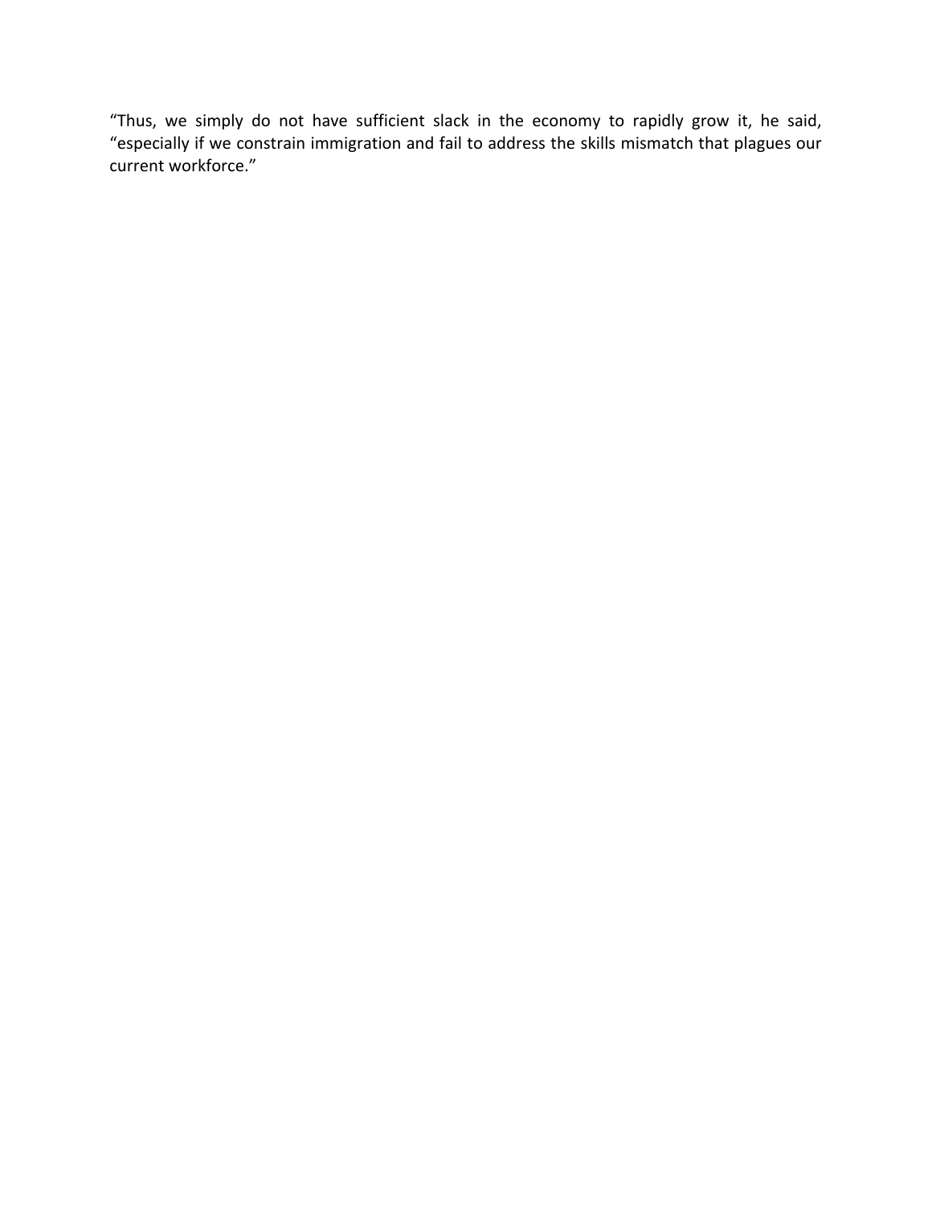“Thus, we simply do not have sufficient slack in the economy to rapidly grow it, he said, “especially if we constrain immigration and fail to address the skills mismatch that plagues our current workforce.”